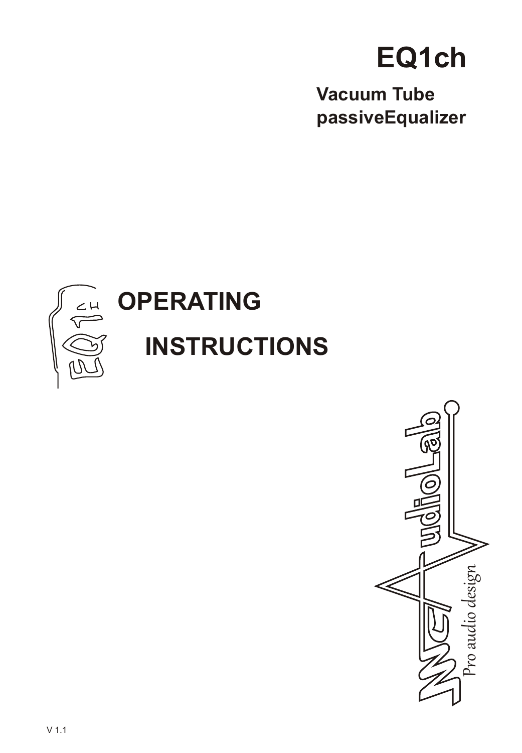# EQ1ch

**Vacuum Tube passiveEqualizer**

# OPERATING INSTRUCTIONS

Pro audio design

V 1.1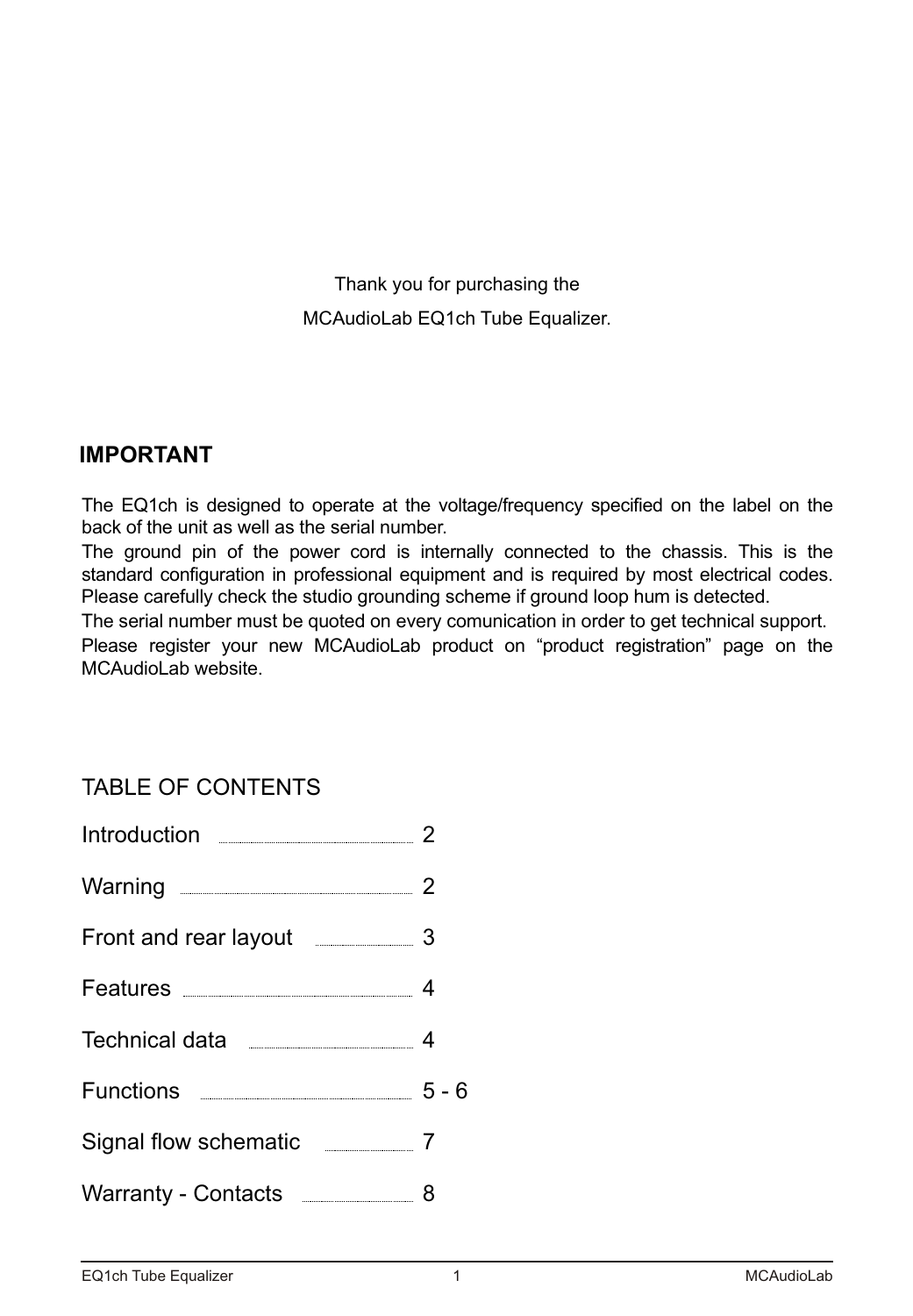Thank you for purchasing the

MCAudioLab EQ1ch Tube Equalizer.

## IMPORTANT

The EQ1ch is designed to operate at the voltage/frequency specified on the label on the back of the unit as well as the serial number.

The ground pin of the power cord is internally connected to the chassis. This is the standard configuration in professional equipment and is required by most electrical codes. Please carefully check the studio grounding scheme if ground loop hum is detected.

The serial number must be quoted on every comunication in order to get technical support.

Please register your new MCAudioLab product on "product registration" page on the MCAudioLab website.

## TABLE OF CONTENTS

| | |
|---|---|
| Introduction | 2 |
| Warning | 2 |
| Front and rear layout | 3 |
| Features | 4 |
| Technical data | 4 |
| Functions | 5 - 6 |
| Signal flow schematic | 7 |
| Warranty - Contacts | 8 |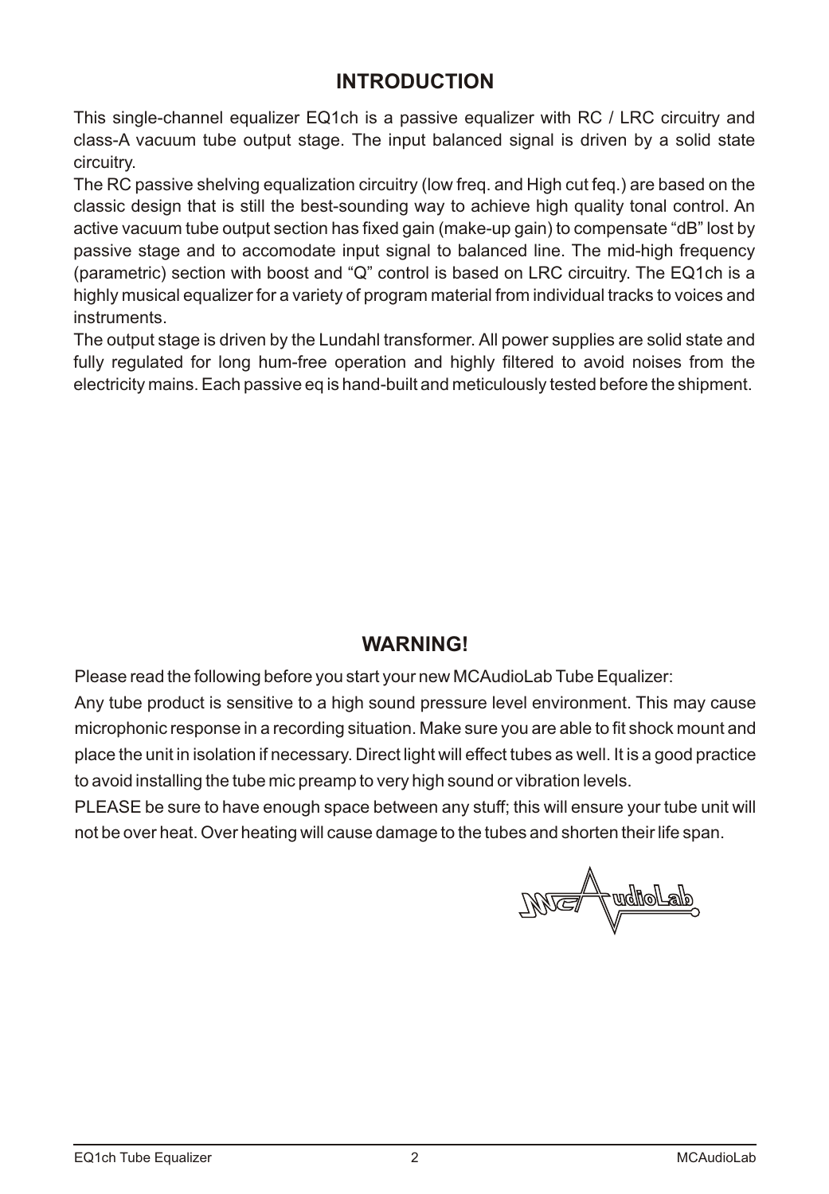## INTRODUCTION

This single-channel equalizer EQ1ch is a passive equalizer with RC / LRC circuitry and class-A vacuum tube output stage. The input balanced signal is driven by a solid state circuitry.

The RC passive shelving equalization circuitry (low freq. and High cut feq.) are based on the classic design that is still the best-sounding way to achieve high quality tonal control. An active vacuum tube output section has fixed gain (make-up gain) to compensate "dB" lost by passive stage and to accomodate input signal to balanced line. The mid-high frequency (parametric) section with boost and "Q" control is based on LRC circuitry. The EQ1ch is a highly musical equalizer for a variety of program material from individual tracks to voices and instruments.

The output stage is driven by the Lundahl transformer. All power supplies are solid state and fully regulated for long hum-free operation and highly filtered to avoid noises from the electricity mains. Each passive eq is hand-built and meticulously tested before the shipment.

## WARNING!

Please read the following before you start your new MCAudioLab Tube Equalizer:

Any tube product is sensitive to a high sound pressure level environment. This may cause microphonic response in a recording situation. Make sure you are able to fit shock mount and place the unit in isolation if necessary. Direct light will effect tubes as well. It is a good practice to avoid installing the tube mic preamp to very high sound or vibration levels.

PLEASE be sure to have enough space between any stuff; this will ensure your tube unit will not be over heat. Over heating will cause damage to the tubes and shorten their life span.

MCAudioLab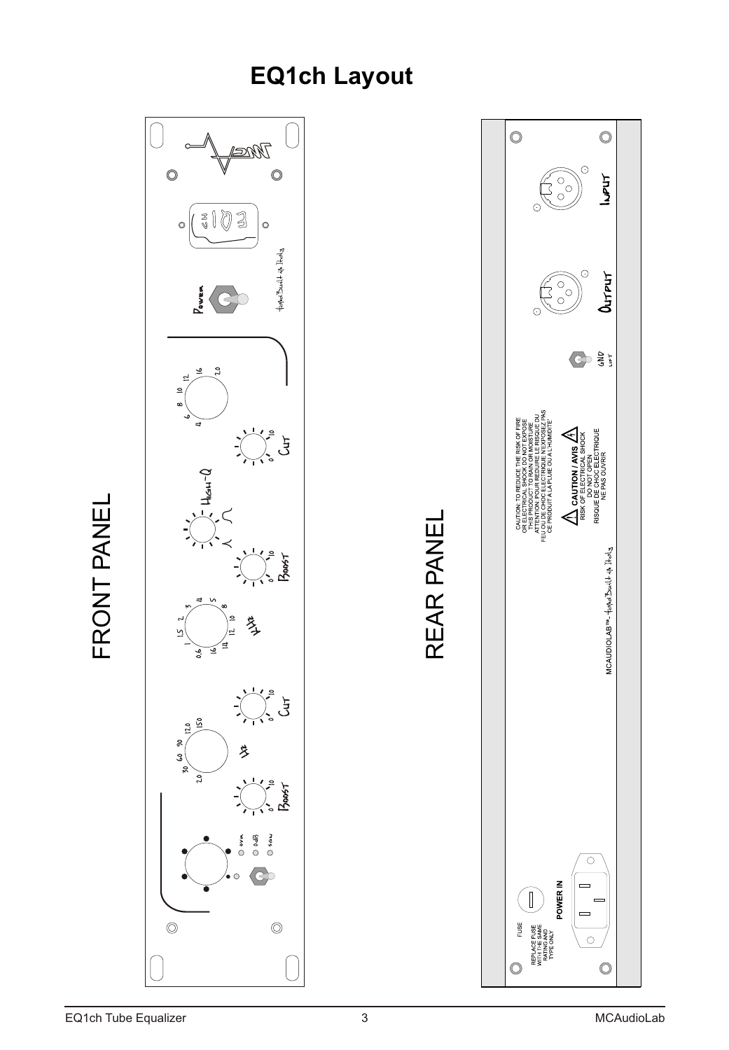# EQ1ch Layout

FRONT PANEL

Power

Handmade & Built in Italy

Boost

Cut

Hz

High-Q

OVR

OdB

SGN

0 10

20 30 60 90 120 150

0.6 1 1.5 2 3 4 5 8 10 12 14 16

4 6 8 10 12 16 20

REAR PANEL

CAUTION: TO REDUCE THE RISK OF FIRE OR ELECTRICAL SHOCK DO NOT EXPOSE THIS PRODUCT TO RAIN OR MOISTURE
ATTENTION: POUR REDUIRE LE RISQUE DU FEU OU DE CHOC ELECTRIQUE N'EXPOSEZ PAS CE PRODUIT A LA PLUIE OU A L'HUMIDITE'

**CAUTION / AVIS**
RISK OF ELECTRICAL SHOCK
DO NOT OPEN
RISQUE DE CHOC ELECTRIQUE
NE PAS OUVRIR

MCAUDIOLAB™ - Handmade & Built in Italy

FUSE

REPLACE FUSE WITH THE SAME RATING AND TYPE ONLY

**POWER IN**

GND LIFT

OUTPUT

INPUT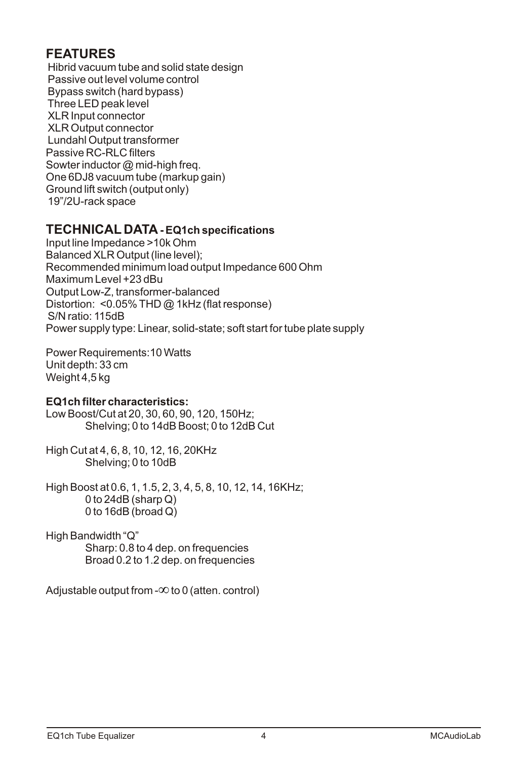## FEATURES

Hibrid vacuum tube and solid state design
Passive out level volume control
Bypass switch (hard bypass)
Three LED peak level
XLR Input connector
XLR Output connector
Lundahl Output transformer
Passive RC-RLC filters
Sowter inductor @ mid-high freq.
One 6DJ8 vacuum tube (markup gain)
Ground lift switch (output only)
19"/2U-rack space

## TECHNICAL DATA - EQ1ch specifications

Input line Impedance >10k Ohm
Balanced XLR Output (line level);
Recommended minimum load output Impedance 600 Ohm
Maximum Level +23 dBu
Output Low-Z, transformer-balanced
Distortion: <0.05% THD @ 1kHz (flat response)
S/N ratio: 115dB
Power supply type: Linear, solid-state; soft start for tube plate supply

Power Requirements: 10 Watts
Unit depth: 33 cm
Weight 4,5 kg

**EQ1ch filter characteristics:**

Low Boost/Cut at 20, 30, 60, 90, 120, 150Hz;
Shelving; 0 to 14dB Boost; 0 to 12dB Cut

High Cut at 4, 6, 8, 10, 12, 16, 20KHz
Shelving; 0 to 10dB

High Boost at 0.6, 1, 1.5, 2, 3, 4, 5, 8, 10, 12, 14, 16KHz;
0 to 24dB (sharp Q)
0 to 16dB (broad Q)

High Bandwidth "Q"
Sharp: 0.8 to 4 dep. on frequencies
Broad 0.2 to 1.2 dep. on frequencies

Adjustable output from $-\infty$ to 0 (atten. control)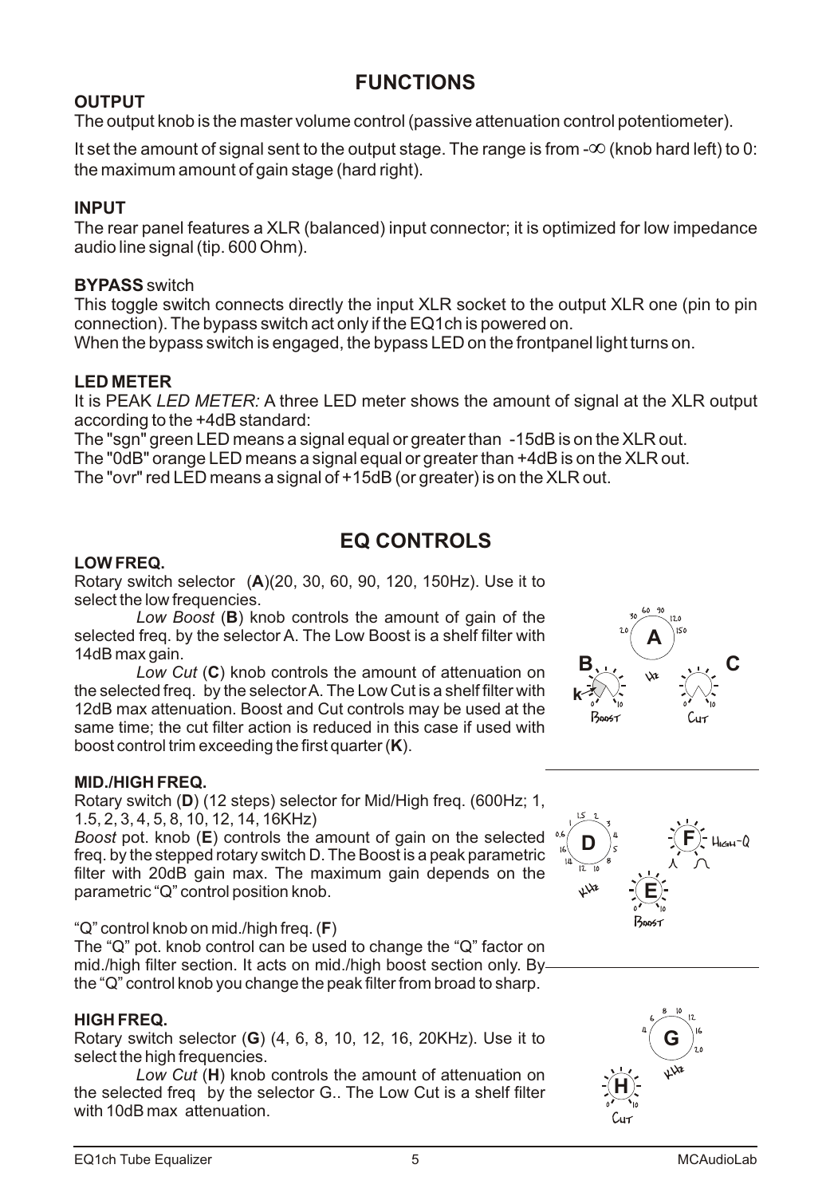# FUNCTIONS

**OUTPUT**

The output knob is the master volume control (passive attenuation control potentiometer).

It set the amount of signal sent to the output stage. The range is from -∞ (knob hard left) to 0: the maximum amount of gain stage (hard right).

**INPUT**

The rear panel features a XLR (balanced) input connector; it is optimized for low impedance audio line signal (tip. 600 Ohm).

**BYPASS** switch

This toggle switch connects directly the input XLR socket to the output XLR one (pin to pin connection). The bypass switch act only if the EQ1ch is powered on.
When the bypass switch is engaged, the bypass LED on the frontpanel light turns on.

**LED METER**

It is PEAK *LED METER:* A three LED meter shows the amount of signal at the XLR output according to the +4dB standard:
The "sgn" green LED means a signal equal or greater than -15dB is on the XLR out.
The "0dB" orange LED means a signal equal or greater than +4dB is on the XLR out.
The "ovr" red LED means a signal of +15dB (or greater) is on the XLR out.

# EQ CONTROLS

**LOW FREQ.**

Rotary switch selector (**A**)(20, 30, 60, 90, 120, 150Hz). Use it to select the low frequencies.

*Low Boost* (**B**) knob controls the amount of gain of the selected freq. by the selector A. The Low Boost is a shelf filter with 14dB max gain.

*Low Cut* (**C**) knob controls the amount of attenuation on the selected freq. by the selector A. The Low Cut is a shelf filter with 12dB max attenuation. Boost and Cut controls may be used at the same time; the cut filter action is reduced in this case if used with boost control trim exceeding the first quarter (**K**).

**MID./HIGH FREQ.**

Rotary switch (**D**) (12 steps) selector for Mid/High freq. (600Hz; 1, 1.5, 2, 3, 4, 5, 8, 10, 12, 14, 16KHz)

*Boost* pot. knob (**E**) controls the amount of gain on the selected freq. by the stepped rotary switch D. The Boost is a peak parametric filter with 20dB gain max. The maximum gain depends on the parametric "Q" control position knob.

"Q" control knob on mid./high freq. (**F**)

The "Q" pot. knob control can be used to change the "Q" factor on mid./high filter section. It acts on mid./high boost section only. By the "Q" control knob you change the peak filter from broad to sharp.

**HIGH FREQ.**

Rotary switch selector (**G**) (4, 6, 8, 10, 12, 16, 20KHz). Use it to select the high frequencies.

*Low Cut* (**H**) knob controls the amount of attenuation on the selected freq by the selector G.. The Low Cut is a shelf filter with 10dB max attenuation.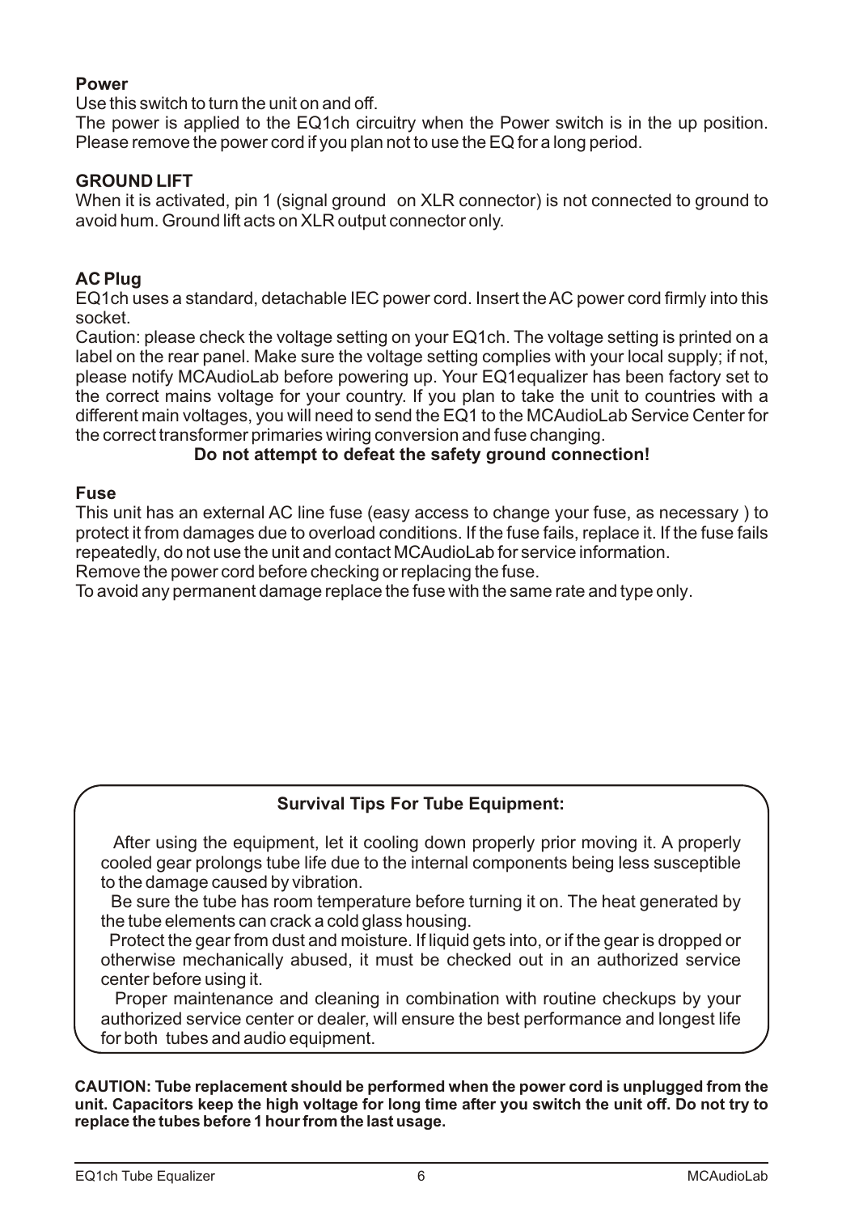**Power**

Use this switch to turn the unit on and off.

The power is applied to the EQ1ch circuitry when the Power switch is in the up position. Please remove the power cord if you plan not to use the EQ for a long period.

**GROUND LIFT**

When it is activated, pin 1 (signal ground on XLR connector) is not connected to ground to avoid hum. Ground lift acts on XLR output connector only.

**AC Plug**

EQ1ch uses a standard, detachable IEC power cord. Insert the AC power cord firmly into this socket.

Caution: please check the voltage setting on your EQ1ch. The voltage setting is printed on a label on the rear panel. Make sure the voltage setting complies with your local supply; if not, please notify MCAudioLab before powering up. Your EQ1equalizer has been factory set to the correct mains voltage for your country. If you plan to take the unit to countries with a different main voltages, you will need to send the EQ1 to the MCAudioLab Service Center for the correct transformer primaries wiring conversion and fuse changing.

**Do not attempt to defeat the safety ground connection!**

**Fuse**

This unit has an external AC line fuse (easy access to change your fuse, as necessary ) to protect it from damages due to overload conditions. If the fuse fails, replace it. If the fuse fails repeatedly, do not use the unit and contact MCAudioLab for service information.

Remove the power cord before checking or replacing the fuse.

To avoid any permanent damage replace the fuse with the same rate and type only.

**Survival Tips For Tube Equipment:**

After using the equipment, let it cooling down properly prior moving it. A properly cooled gear prolongs tube life due to the internal components being less susceptible to the damage caused by vibration.

Be sure the tube has room temperature before turning it on. The heat generated by the tube elements can crack a cold glass housing.

Protect the gear from dust and moisture. If liquid gets into, or if the gear is dropped or otherwise mechanically abused, it must be checked out in an authorized service center before using it.

Proper maintenance and cleaning in combination with routine checkups by your authorized service center or dealer, will ensure the best performance and longest life for both tubes and audio equipment.

**CAUTION: Tube replacement should be performed when the power cord is unplugged from the unit. Capacitors keep the high voltage for long time after you switch the unit off. Do not try to replace the tubes before 1 hour from the last usage.**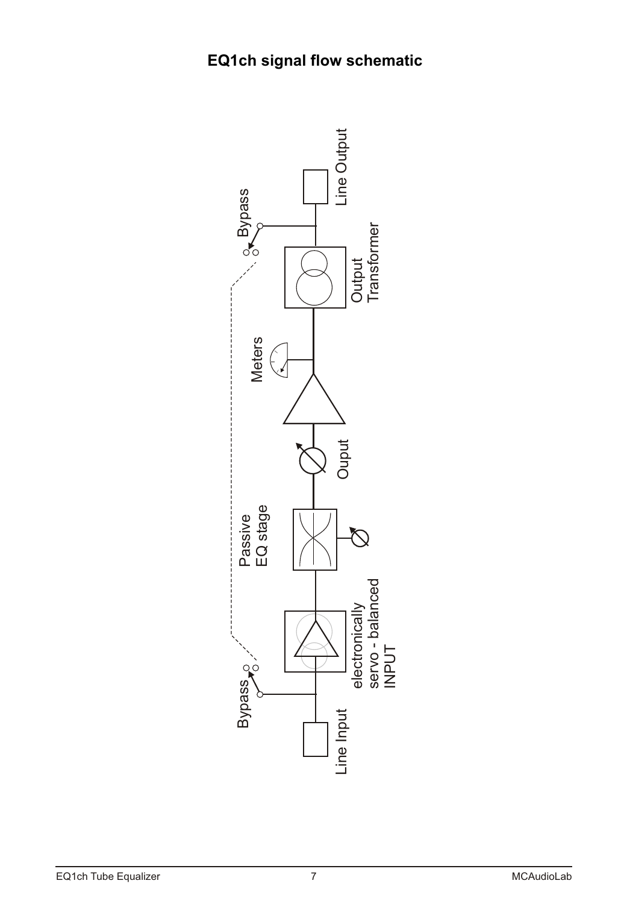## EQ1ch signal flow schematic

Line Input

Bypass

electronically servo - balanced INPUT

Passive EQ stage

Ouput

Meters

Output Transformer

Bypass

Line Output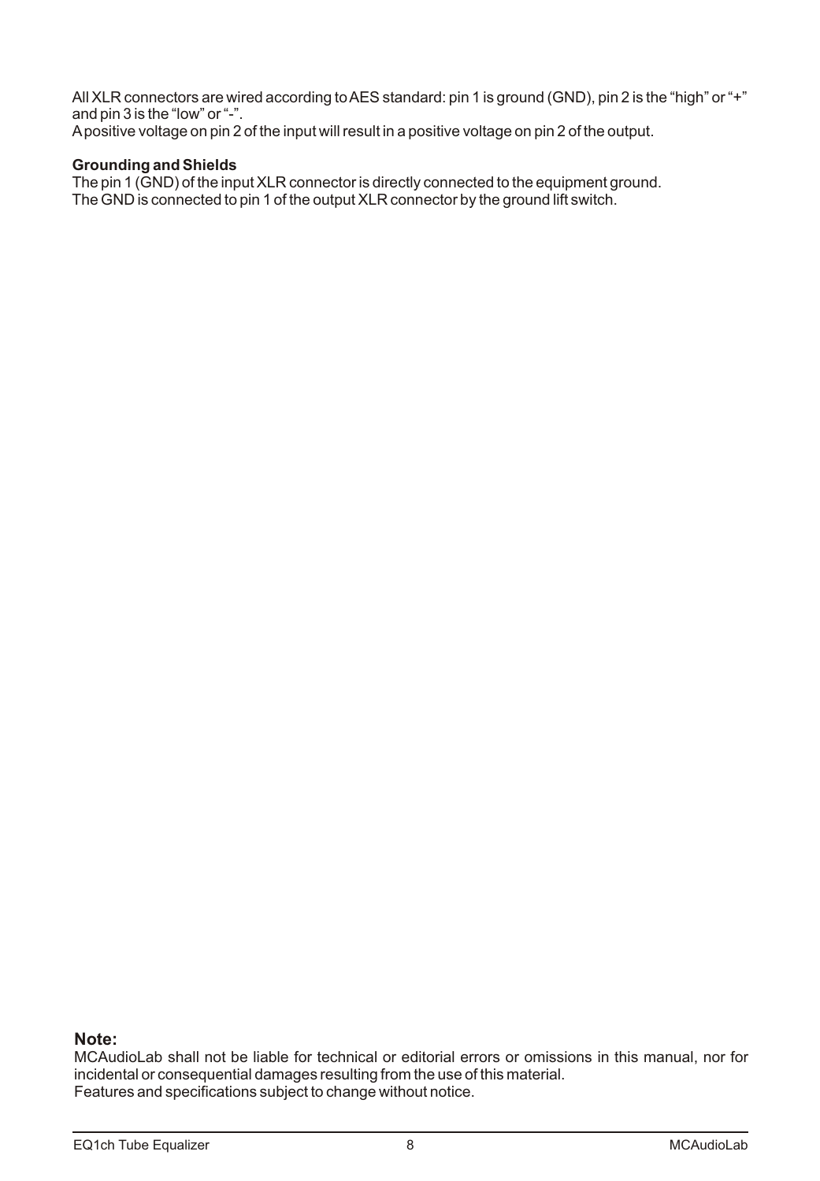All XLR connectors are wired according to AES standard: pin 1 is ground (GND), pin 2 is the "high" or "+" and pin 3 is the "low" or "-".
A positive voltage on pin 2 of the input will result in a positive voltage on pin 2 of the output.

**Grounding and Shields**
The pin 1 (GND) of the input XLR connector is directly connected to the equipment ground.
The GND is connected to pin 1 of the output XLR connector by the ground lift switch.

**Note:**
MCAudioLab shall not be liable for technical or editorial errors or omissions in this manual, nor for incidental or consequential damages resulting from the use of this material.
Features and specifications subject to change without notice.